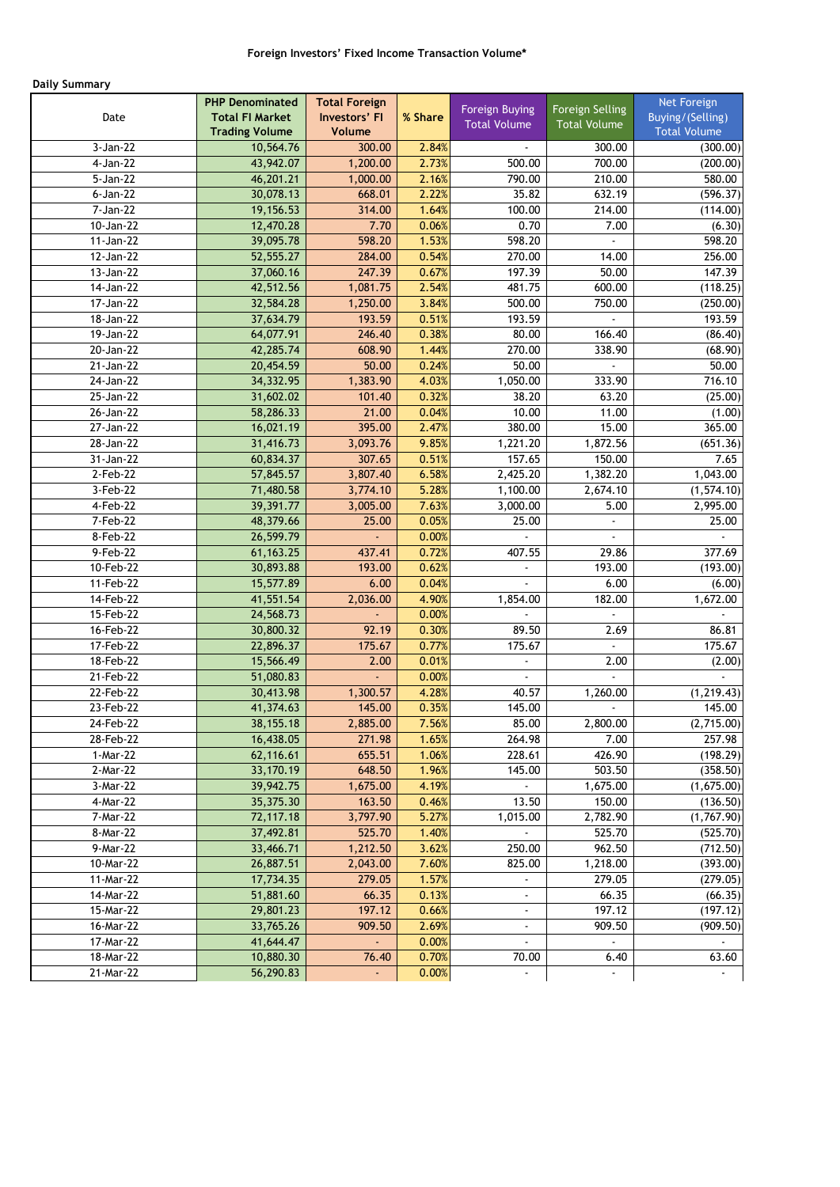**Foreign Investors' Fixed Income Transaction Volume***

**Daily Summary**

| Date | PHP Denominated Total FI Market Trading Volume | Total Foreign Investors' FI Volume | % Share | Foreign Buying Total Volume | Foreign Selling Total Volume | Net Foreign Buying/(Selling) Total Volume |
|---|---|---|---|---|---|---|
| 3-Jan-22 | 10,564.76 | 300.00 | 2.84% | - | 300.00 | (300.00) |
| 4-Jan-22 | 43,942.07 | 1,200.00 | 2.73% | 500.00 | 700.00 | (200.00) |
| 5-Jan-22 | 46,201.21 | 1,000.00 | 2.16% | 790.00 | 210.00 | 580.00 |
| 6-Jan-22 | 30,078.13 | 668.01 | 2.22% | 35.82 | 632.19 | (596.37) |
| 7-Jan-22 | 19,156.53 | 314.00 | 1.64% | 100.00 | 214.00 | (114.00) |
| 10-Jan-22 | 12,470.28 | 7.70 | 0.06% | 0.70 | 7.00 | (6.30) |
| 11-Jan-22 | 39,095.78 | 598.20 | 1.53% | 598.20 | - | 598.20 |
| 12-Jan-22 | 52,555.27 | 284.00 | 0.54% | 270.00 | 14.00 | 256.00 |
| 13-Jan-22 | 37,060.16 | 247.39 | 0.67% | 197.39 | 50.00 | 147.39 |
| 14-Jan-22 | 42,512.56 | 1,081.75 | 2.54% | 481.75 | 600.00 | (118.25) |
| 17-Jan-22 | 32,584.28 | 1,250.00 | 3.84% | 500.00 | 750.00 | (250.00) |
| 18-Jan-22 | 37,634.79 | 193.59 | 0.51% | 193.59 | - | 193.59 |
| 19-Jan-22 | 64,077.91 | 246.40 | 0.38% | 80.00 | 166.40 | (86.40) |
| 20-Jan-22 | 42,285.74 | 608.90 | 1.44% | 270.00 | 338.90 | (68.90) |
| 21-Jan-22 | 20,454.59 | 50.00 | 0.24% | 50.00 | - | 50.00 |
| 24-Jan-22 | 34,332.95 | 1,383.90 | 4.03% | 1,050.00 | 333.90 | 716.10 |
| 25-Jan-22 | 31,602.02 | 101.40 | 0.32% | 38.20 | 63.20 | (25.00) |
| 26-Jan-22 | 58,286.33 | 21.00 | 0.04% | 10.00 | 11.00 | (1.00) |
| 27-Jan-22 | 16,021.19 | 395.00 | 2.47% | 380.00 | 15.00 | 365.00 |
| 28-Jan-22 | 31,416.73 | 3,093.76 | 9.85% | 1,221.20 | 1,872.56 | (651.36) |
| 31-Jan-22 | 60,834.37 | 307.65 | 0.51% | 157.65 | 150.00 | 7.65 |
| 2-Feb-22 | 57,845.57 | 3,807.40 | 6.58% | 2,425.20 | 1,382.20 | 1,043.00 |
| 3-Feb-22 | 71,480.58 | 3,774.10 | 5.28% | 1,100.00 | 2,674.10 | (1,574.10) |
| 4-Feb-22 | 39,391.77 | 3,005.00 | 7.63% | 3,000.00 | 5.00 | 2,995.00 |
| 7-Feb-22 | 48,379.66 | 25.00 | 0.05% | 25.00 | - | 25.00 |
| 8-Feb-22 | 26,599.79 | - | 0.00% | - | - | - |
| 9-Feb-22 | 61,163.25 | 437.41 | 0.72% | 407.55 | 29.86 | 377.69 |
| 10-Feb-22 | 30,893.88 | 193.00 | 0.62% | - | 193.00 | (193.00) |
| 11-Feb-22 | 15,577.89 | 6.00 | 0.04% | - | 6.00 | (6.00) |
| 14-Feb-22 | 41,551.54 | 2,036.00 | 4.90% | 1,854.00 | 182.00 | 1,672.00 |
| 15-Feb-22 | 24,568.73 | - | 0.00% | - | - | - |
| 16-Feb-22 | 30,800.32 | 92.19 | 0.30% | 89.50 | 2.69 | 86.81 |
| 17-Feb-22 | 22,896.37 | 175.67 | 0.77% | 175.67 | - | 175.67 |
| 18-Feb-22 | 15,566.49 | 2.00 | 0.01% | - | 2.00 | (2.00) |
| 21-Feb-22 | 51,080.83 | - | 0.00% | - | - | - |
| 22-Feb-22 | 30,413.98 | 1,300.57 | 4.28% | 40.57 | 1,260.00 | (1,219.43) |
| 23-Feb-22 | 41,374.63 | 145.00 | 0.35% | 145.00 | - | 145.00 |
| 24-Feb-22 | 38,155.18 | 2,885.00 | 7.56% | 85.00 | 2,800.00 | (2,715.00) |
| 28-Feb-22 | 16,438.05 | 271.98 | 1.65% | 264.98 | 7.00 | 257.98 |
| 1-Mar-22 | 62,116.61 | 655.51 | 1.06% | 228.61 | 426.90 | (198.29) |
| 2-Mar-22 | 33,170.19 | 648.50 | 1.96% | 145.00 | 503.50 | (358.50) |
| 3-Mar-22 | 39,942.75 | 1,675.00 | 4.19% | - | 1,675.00 | (1,675.00) |
| 4-Mar-22 | 35,375.30 | 163.50 | 0.46% | 13.50 | 150.00 | (136.50) |
| 7-Mar-22 | 72,117.18 | 3,797.90 | 5.27% | 1,015.00 | 2,782.90 | (1,767.90) |
| 8-Mar-22 | 37,492.81 | 525.70 | 1.40% | - | 525.70 | (525.70) |
| 9-Mar-22 | 33,466.71 | 1,212.50 | 3.62% | 250.00 | 962.50 | (712.50) |
| 10-Mar-22 | 26,887.51 | 2,043.00 | 7.60% | 825.00 | 1,218.00 | (393.00) |
| 11-Mar-22 | 17,734.35 | 279.05 | 1.57% | - | 279.05 | (279.05) |
| 14-Mar-22 | 51,881.60 | 66.35 | 0.13% | - | 66.35 | (66.35) |
| 15-Mar-22 | 29,801.23 | 197.12 | 0.66% | - | 197.12 | (197.12) |
| 16-Mar-22 | 33,765.26 | 909.50 | 2.69% | - | 909.50 | (909.50) |
| 17-Mar-22 | 41,644.47 | - | 0.00% | - | - | - |
| 18-Mar-22 | 10,880.30 | 76.40 | 0.70% | 70.00 | 6.40 | 63.60 |
| 21-Mar-22 | 56,290.83 | - | 0.00% | - | - | - |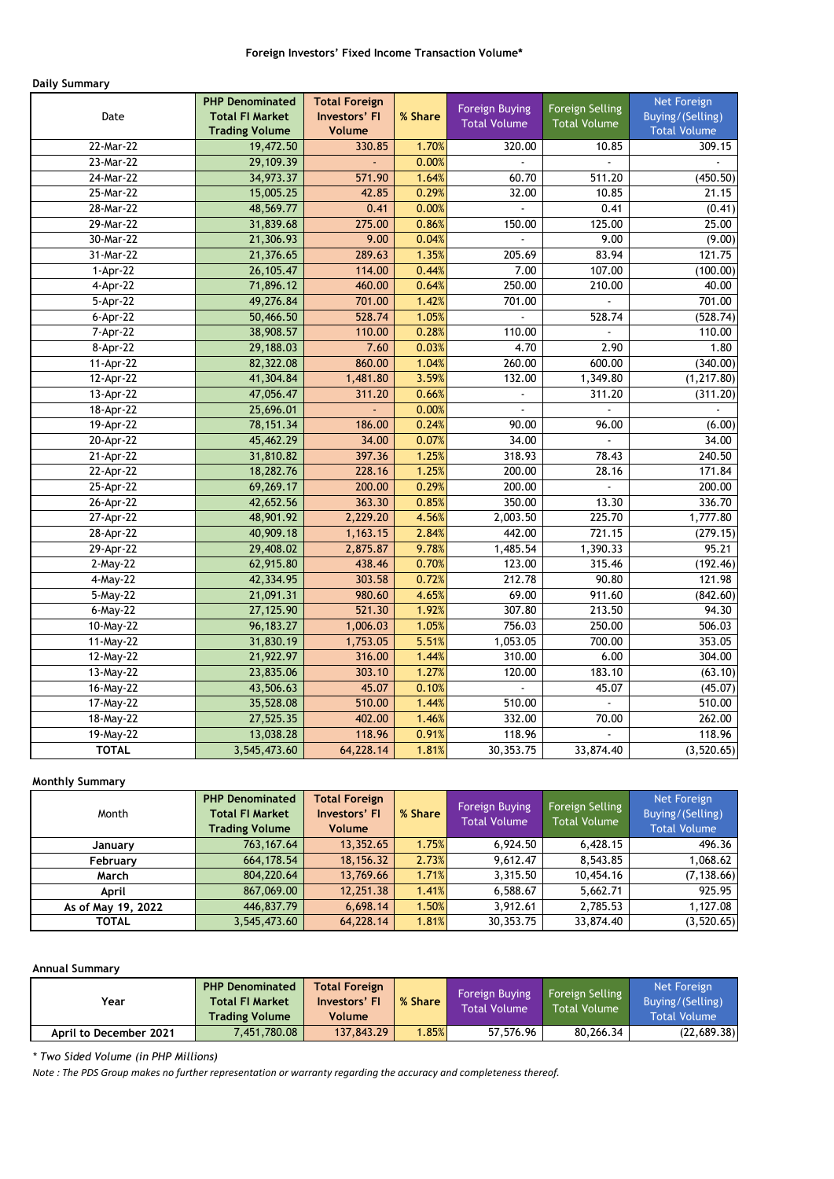**Foreign Investors' Fixed Income Transaction Volume***

**Daily Summary**

| Date | PHP Denominated Total FI Market Trading Volume | Total Foreign Investors' FI Volume | % Share | Foreign Buying Total Volume | Foreign Selling Total Volume | Net Foreign Buying/(Selling) Total Volume |
|---|---|---|---|---|---|---|
| 22-Mar-22 | 19,472.50 | 330.85 | 1.70% | 320.00 | 10.85 | 309.15 |
| 23-Mar-22 | 29,109.39 | - | 0.00% | - | - | - |
| 24-Mar-22 | 34,973.37 | 571.90 | 1.64% | 60.70 | 511.20 | (450.50) |
| 25-Mar-22 | 15,005.25 | 42.85 | 0.29% | 32.00 | 10.85 | 21.15 |
| 28-Mar-22 | 48,569.77 | 0.41 | 0.00% | - | 0.41 | (0.41) |
| 29-Mar-22 | 31,839.68 | 275.00 | 0.86% | 150.00 | 125.00 | 25.00 |
| 30-Mar-22 | 21,306.93 | 9.00 | 0.04% | - | 9.00 | (9.00) |
| 31-Mar-22 | 21,376.65 | 289.63 | 1.35% | 205.69 | 83.94 | 121.75 |
| 1-Apr-22 | 26,105.47 | 114.00 | 0.44% | 7.00 | 107.00 | (100.00) |
| 4-Apr-22 | 71,896.12 | 460.00 | 0.64% | 250.00 | 210.00 | 40.00 |
| 5-Apr-22 | 49,276.84 | 701.00 | 1.42% | 701.00 | - | 701.00 |
| 6-Apr-22 | 50,466.50 | 528.74 | 1.05% | - | 528.74 | (528.74) |
| 7-Apr-22 | 38,908.57 | 110.00 | 0.28% | 110.00 | - | 110.00 |
| 8-Apr-22 | 29,188.03 | 7.60 | 0.03% | 4.70 | 2.90 | 1.80 |
| 11-Apr-22 | 82,322.08 | 860.00 | 1.04% | 260.00 | 600.00 | (340.00) |
| 12-Apr-22 | 41,304.84 | 1,481.80 | 3.59% | 132.00 | 1,349.80 | (1,217.80) |
| 13-Apr-22 | 47,056.47 | 311.20 | 0.66% | - | 311.20 | (311.20) |
| 18-Apr-22 | 25,696.01 | - | 0.00% | - | - | - |
| 19-Apr-22 | 78,151.34 | 186.00 | 0.24% | 90.00 | 96.00 | (6.00) |
| 20-Apr-22 | 45,462.29 | 34.00 | 0.07% | 34.00 | - | 34.00 |
| 21-Apr-22 | 31,810.82 | 397.36 | 1.25% | 318.93 | 78.43 | 240.50 |
| 22-Apr-22 | 18,282.76 | 228.16 | 1.25% | 200.00 | 28.16 | 171.84 |
| 25-Apr-22 | 69,269.17 | 200.00 | 0.29% | 200.00 | - | 200.00 |
| 26-Apr-22 | 42,652.56 | 363.30 | 0.85% | 350.00 | 13.30 | 336.70 |
| 27-Apr-22 | 48,901.92 | 2,229.20 | 4.56% | 2,003.50 | 225.70 | 1,777.80 |
| 28-Apr-22 | 40,909.18 | 1,163.15 | 2.84% | 442.00 | 721.15 | (279.15) |
| 29-Apr-22 | 29,408.02 | 2,875.87 | 9.78% | 1,485.54 | 1,390.33 | 95.21 |
| 2-May-22 | 62,915.80 | 438.46 | 0.70% | 123.00 | 315.46 | (192.46) |
| 4-May-22 | 42,334.95 | 303.58 | 0.72% | 212.78 | 90.80 | 121.98 |
| 5-May-22 | 21,091.31 | 980.60 | 4.65% | 69.00 | 911.60 | (842.60) |
| 6-May-22 | 27,125.90 | 521.30 | 1.92% | 307.80 | 213.50 | 94.30 |
| 10-May-22 | 96,183.27 | 1,006.03 | 1.05% | 756.03 | 250.00 | 506.03 |
| 11-May-22 | 31,830.19 | 1,753.05 | 5.51% | 1,053.05 | 700.00 | 353.05 |
| 12-May-22 | 21,922.97 | 316.00 | 1.44% | 310.00 | 6.00 | 304.00 |
| 13-May-22 | 23,835.06 | 303.10 | 1.27% | 120.00 | 183.10 | (63.10) |
| 16-May-22 | 43,506.63 | 45.07 | 0.10% | - | 45.07 | (45.07) |
| 17-May-22 | 35,528.08 | 510.00 | 1.44% | 510.00 | - | 510.00 |
| 18-May-22 | 27,525.35 | 402.00 | 1.46% | 332.00 | 70.00 | 262.00 |
| 19-May-22 | 13,038.28 | 118.96 | 0.91% | 118.96 | - | 118.96 |
| TOTAL | 3,545,473.60 | 64,228.14 | 1.81% | 30,353.75 | 33,874.40 | (3,520.65) |

**Monthly Summary**

| Month | PHP Denominated Total FI Market Trading Volume | Total Foreign Investors' FI Volume | % Share | Foreign Buying Total Volume | Foreign Selling Total Volume | Net Foreign Buying/(Selling) Total Volume |
|---|---|---|---|---|---|---|
| January | 763,167.64 | 13,352.65 | 1.75% | 6,924.50 | 6,428.15 | 496.36 |
| February | 664,178.54 | 18,156.32 | 2.73% | 9,612.47 | 8,543.85 | 1,068.62 |
| March | 804,220.64 | 13,769.66 | 1.71% | 3,315.50 | 10,454.16 | (7,138.66) |
| April | 867,069.00 | 12,251.38 | 1.41% | 6,588.67 | 5,662.71 | 925.95 |
| As of May 19, 2022 | 446,837.79 | 6,698.14 | 1.50% | 3,912.61 | 2,785.53 | 1,127.08 |
| TOTAL | 3,545,473.60 | 64,228.14 | 1.81% | 30,353.75 | 33,874.40 | (3,520.65) |

**Annual Summary**

| Year | PHP Denominated Total FI Market Trading Volume | Total Foreign Investors' FI Volume | % Share | Foreign Buying Total Volume | Foreign Selling Total Volume | Net Foreign Buying/(Selling) Total Volume |
|---|---|---|---|---|---|---|
| April to December 2021 | 7,451,780.08 | 137,843.29 | 1.85% | 57,576.96 | 80,266.34 | (22,689.38) |

*\* Two Sided Volume (in PHP Millions)*

*Note : The PDS Group makes no further representation or warranty regarding the accuracy and completeness thereof.*